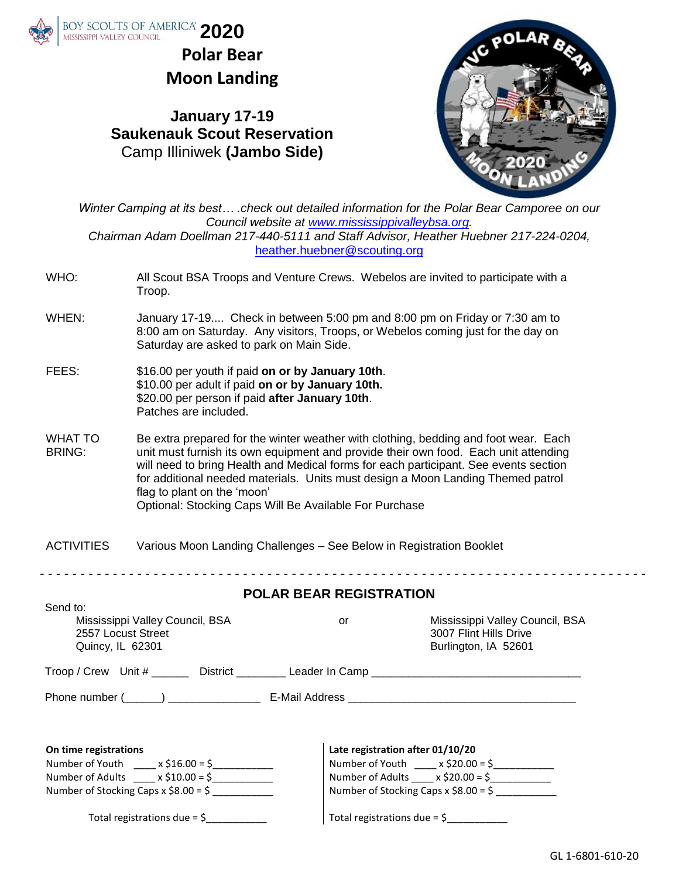BOY SCOUTS OF AMERICA
MISSISSIPPI VALLEY COUNCIL

# 2020 Polar Bear Moon Landing

## January 17-19
## Saukenauk Scout Reservation
Camp Illiniwek **(Jambo Side)**

*Winter Camping at its best… .check out detailed information for the Polar Bear Camporee on our Council website at [www.mississippivalleybsa.org](www.mississippivalleybsa.org).*
*Chairman Adam Doellman 217-440-5111 and Staff Advisor, Heather Huebner 217-224-0204,* heather.huebner@scouting.org

WHO: All Scout BSA Troops and Venture Crews. Webelos are invited to participate with a Troop.

WHEN: January 17-19.... Check in between 5:00 pm and 8:00 pm on Friday or 7:30 am to 8:00 am on Saturday. Any visitors, Troops, or Webelos coming just for the day on Saturday are asked to park on Main Side.

FEES:
$16.00 per youth if paid **on or by January 10th**.
$10.00 per adult if paid **on or by January 10th.**
$20.00 per person if paid **after January 10th**.
Patches are included.

WHAT TO BRING: Be extra prepared for the winter weather with clothing, bedding and foot wear. Each unit must furnish its own equipment and provide their own food. Each unit attending will need to bring Health and Medical forms for each participant. See events section for additional needed materials. Units must design a Moon Landing Themed patrol flag to plant on the 'moon'
Optional: Stocking Caps Will Be Available For Purchase

ACTIVITIES: Various Moon Landing Challenges – See Below in Registration Booklet

- - - - - - - - - - - - - - - - - - - - - - - - - - - - - - - - - - - - - - - -

## POLAR BEAR REGISTRATION

Send to:

Mississippi Valley Council, BSA
2557 Locust Street
Quincy, IL 62301

or

Mississippi Valley Council, BSA
3007 Flint Hills Drive
Burlington, IA 52601

Troop / Crew Unit # ______ District ________ Leader In Camp __________________________________

Phone number (______) _______________ E-Mail Address _____________________________________

**On time registrations**
Number of Youth ____ x $16.00 = $___________
Number of Adults ____ x $10.00 = $___________
Number of Stocking Caps x $8.00 = $ ___________

Total registrations due = $___________

**Late registration after 01/10/20**
Number of Youth ____ x $20.00 = $___________
Number of Adults ____ x $20.00 = $___________
Number of Stocking Caps x $8.00 = $ ___________

Total registrations due = $___________

GL 1-6801-610-20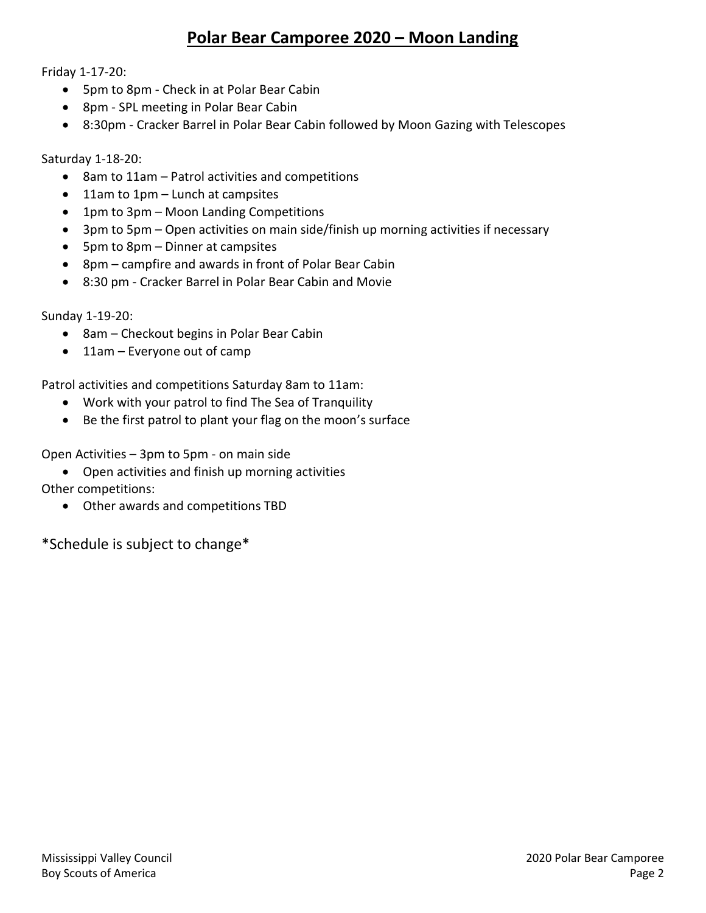# Polar Bear Camporee 2020 – Moon Landing

Friday 1-17-20:

- 5pm to 8pm - Check in at Polar Bear Cabin
- 8pm - SPL meeting in Polar Bear Cabin
- 8:30pm - Cracker Barrel in Polar Bear Cabin followed by Moon Gazing with Telescopes

Saturday 1-18-20:

- 8am to 11am – Patrol activities and competitions
- 11am to 1pm – Lunch at campsites
- 1pm to 3pm – Moon Landing Competitions
- 3pm to 5pm – Open activities on main side/finish up morning activities if necessary
- 5pm to 8pm – Dinner at campsites
- 8pm – campfire and awards in front of Polar Bear Cabin
- 8:30 pm - Cracker Barrel in Polar Bear Cabin and Movie

Sunday 1-19-20:

- 8am – Checkout begins in Polar Bear Cabin
- 11am – Everyone out of camp

Patrol activities and competitions Saturday 8am to 11am:

- Work with your patrol to find The Sea of Tranquility
- Be the first patrol to plant your flag on the moon's surface

Open Activities – 3pm to 5pm - on main side

- Open activities and finish up morning activities

Other competitions:

- Other awards and competitions TBD

*Schedule is subject to change*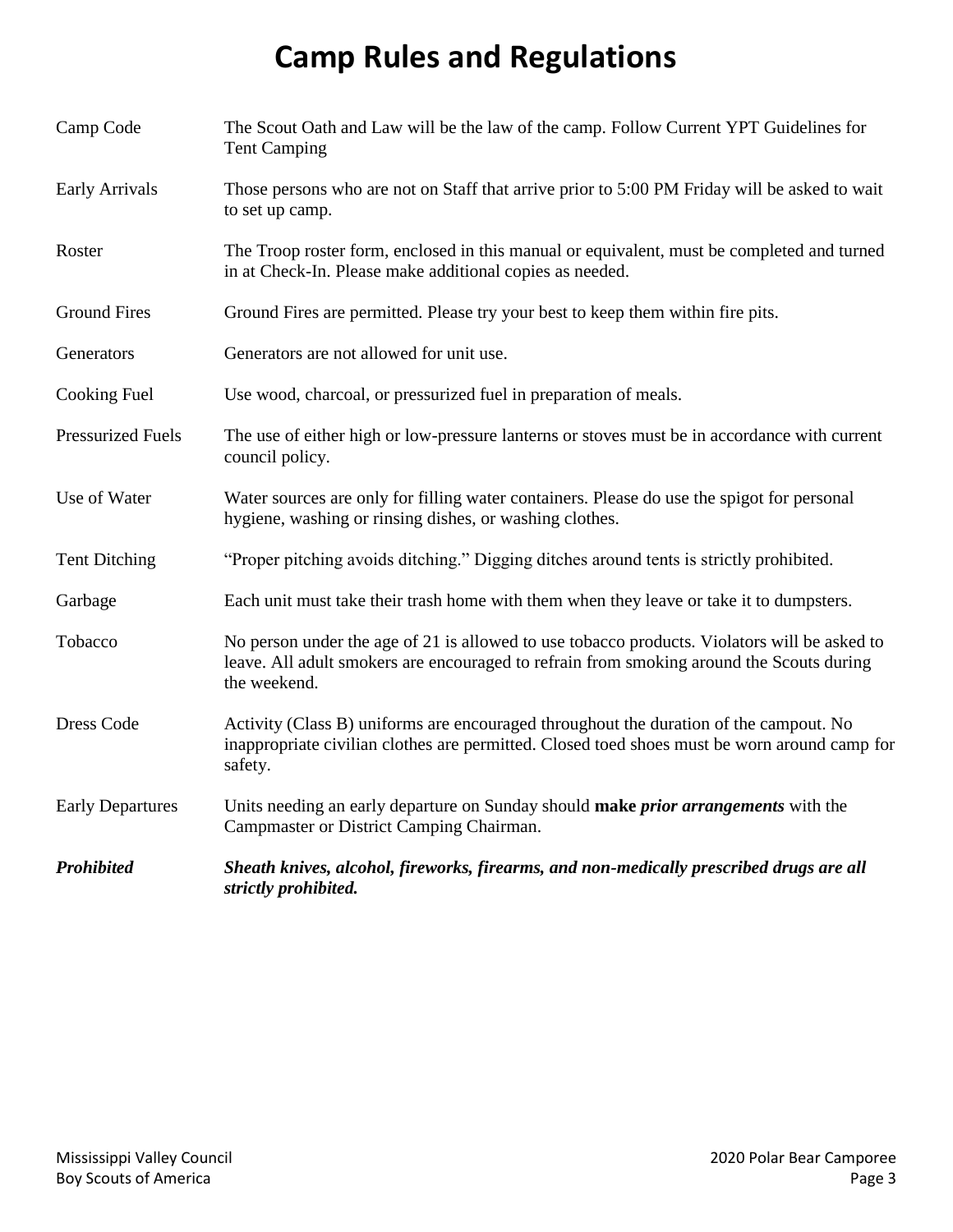# Camp Rules and Regulations

| | |
|---|---|
| Camp Code | The Scout Oath and Law will be the law of the camp. Follow Current YPT Guidelines for Tent Camping |
| Early Arrivals | Those persons who are not on Staff that arrive prior to 5:00 PM Friday will be asked to wait to set up camp. |
| Roster | The Troop roster form, enclosed in this manual or equivalent, must be completed and turned in at Check-In. Please make additional copies as needed. |
| Ground Fires | Ground Fires are permitted. Please try your best to keep them within fire pits. |
| Generators | Generators are not allowed for unit use. |
| Cooking Fuel | Use wood, charcoal, or pressurized fuel in preparation of meals. |
| Pressurized Fuels | The use of either high or low-pressure lanterns or stoves must be in accordance with current council policy. |
| Use of Water | Water sources are only for filling water containers. Please do use the spigot for personal hygiene, washing or rinsing dishes, or washing clothes. |
| Tent Ditching | "Proper pitching avoids ditching." Digging ditches around tents is strictly prohibited. |
| Garbage | Each unit must take their trash home with them when they leave or take it to dumpsters. |
| Tobacco | No person under the age of 21 is allowed to use tobacco products. Violators will be asked to leave. All adult smokers are encouraged to refrain from smoking around the Scouts during the weekend. |
| Dress Code | Activity (Class B) uniforms are encouraged throughout the duration of the campout. No inappropriate civilian clothes are permitted. Closed toed shoes must be worn around camp for safety. |
| Early Departures | Units needing an early departure on Sunday should **make *prior arrangements*** with the Campmaster or District Camping Chairman. |
| ***Prohibited*** | ***Sheath knives, alcohol, fireworks, firearms, and non-medically prescribed drugs are all strictly prohibited.*** |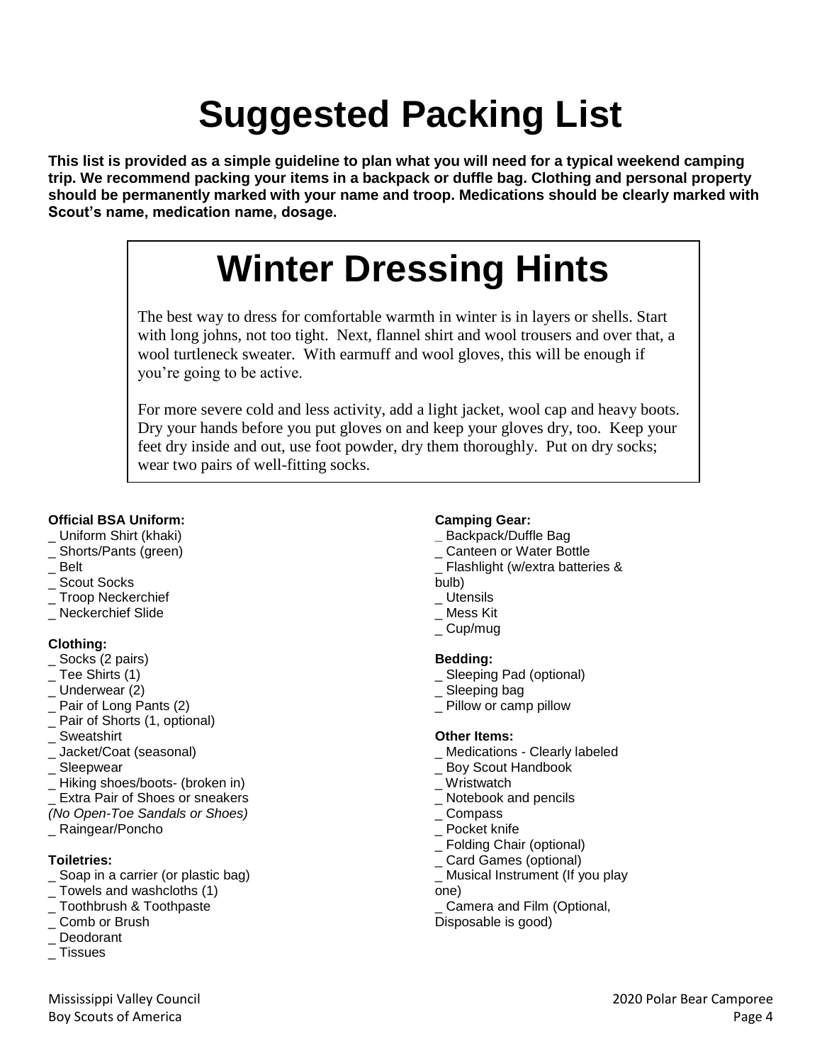# Suggested Packing List

**This list is provided as a simple guideline to plan what you will need for a typical weekend camping trip. We recommend packing your items in a backpack or duffle bag. Clothing and personal property should be permanently marked with your name and troop. Medications should be clearly marked with Scout's name, medication name, dosage.**

## Winter Dressing Hints

The best way to dress for comfortable warmth in winter is in layers or shells. Start with long johns, not too tight. Next, flannel shirt and wool trousers and over that, a wool turtleneck sweater. With earmuff and wool gloves, this will be enough if you're going to be active.

For more severe cold and less activity, add a light jacket, wool cap and heavy boots. Dry your hands before you put gloves on and keep your gloves dry, too. Keep your feet dry inside and out, use foot powder, dry them thoroughly. Put on dry socks; wear two pairs of well-fitting socks.

**Official BSA Uniform:**
_ Uniform Shirt (khaki)
_ Shorts/Pants (green)
_ Belt
_ Scout Socks
_ Troop Neckerchief
_ Neckerchief Slide

**Clothing:**
_ Socks (2 pairs)
_ Tee Shirts (1)
_ Underwear (2)
_ Pair of Long Pants (2)
_ Pair of Shorts (1, optional)
_ Sweatshirt
_ Jacket/Coat (seasonal)
_ Sleepwear
_ Hiking shoes/boots- (broken in)
_ Extra Pair of Shoes or sneakers
*(No Open-Toe Sandals or Shoes)*
_ Raingear/Poncho

**Toiletries:**
_ Soap in a carrier (or plastic bag)
_ Towels and washcloths (1)
_ Toothbrush & Toothpaste
_ Comb or Brush
_ Deodorant
_ Tissues

**Camping Gear:**
_ Backpack/Duffle Bag
_ Canteen or Water Bottle
_ Flashlight (w/extra batteries & bulb)
_ Utensils
_ Mess Kit
_ Cup/mug

**Bedding:**
_ Sleeping Pad (optional)
_ Sleeping bag
_ Pillow or camp pillow

**Other Items:**
_ Medications - Clearly labeled
_ Boy Scout Handbook
_ Wristwatch
_ Notebook and pencils
_ Compass
_ Pocket knife
_ Folding Chair (optional)
_ Card Games (optional)
_ Musical Instrument (If you play one)
_ Camera and Film (Optional, Disposable is good)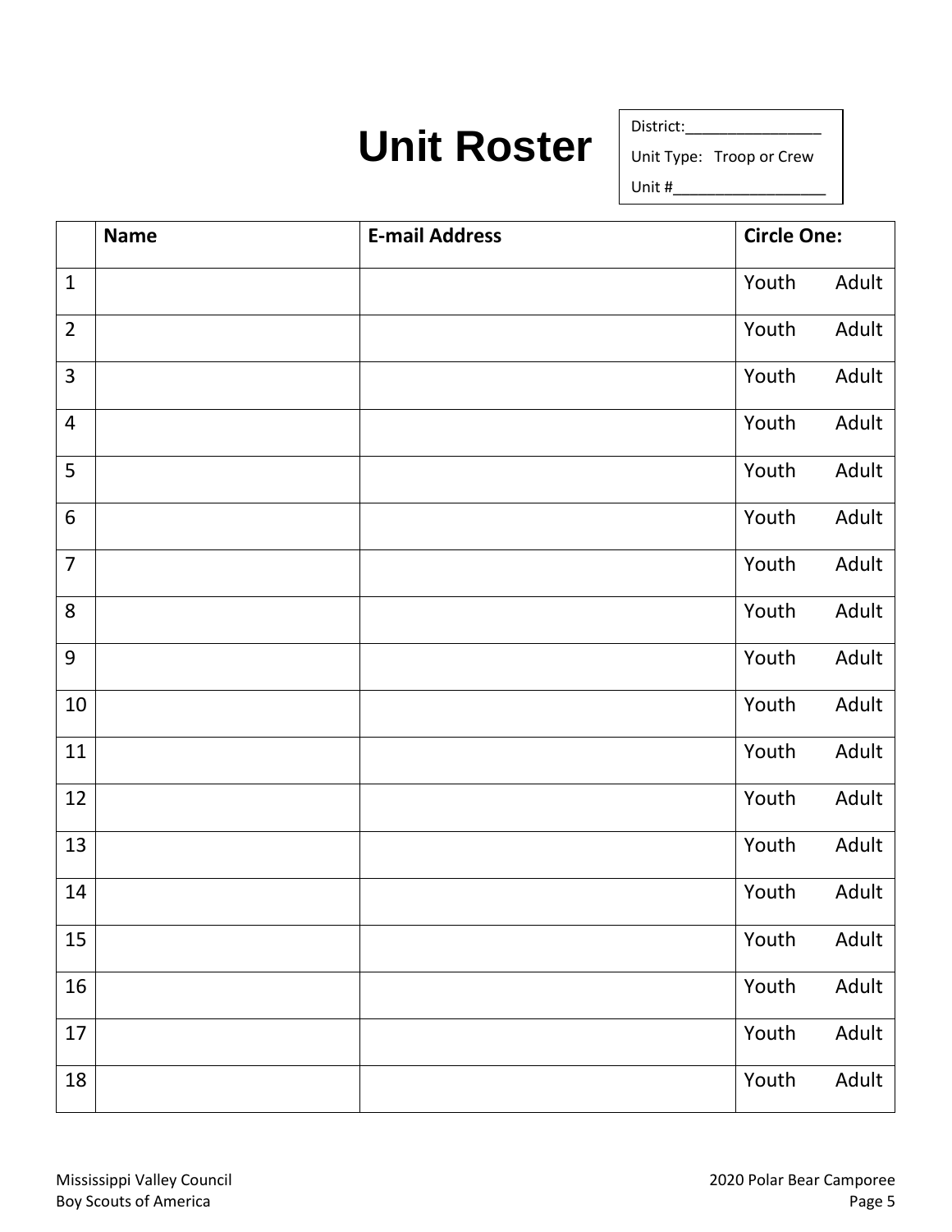# Unit Roster

District:________________

Unit Type: Troop or Crew

Unit #__________________

| | Name | E-mail Address | Circle One: |
|---|---|---|---|
| 1 | | | Youth Adult |
| 2 | | | Youth Adult |
| 3 | | | Youth Adult |
| 4 | | | Youth Adult |
| 5 | | | Youth Adult |
| 6 | | | Youth Adult |
| 7 | | | Youth Adult |
| 8 | | | Youth Adult |
| 9 | | | Youth Adult |
| 10 | | | Youth Adult |
| 11 | | | Youth Adult |
| 12 | | | Youth Adult |
| 13 | | | Youth Adult |
| 14 | | | Youth Adult |
| 15 | | | Youth Adult |
| 16 | | | Youth Adult |
| 17 | | | Youth Adult |
| 18 | | | Youth Adult |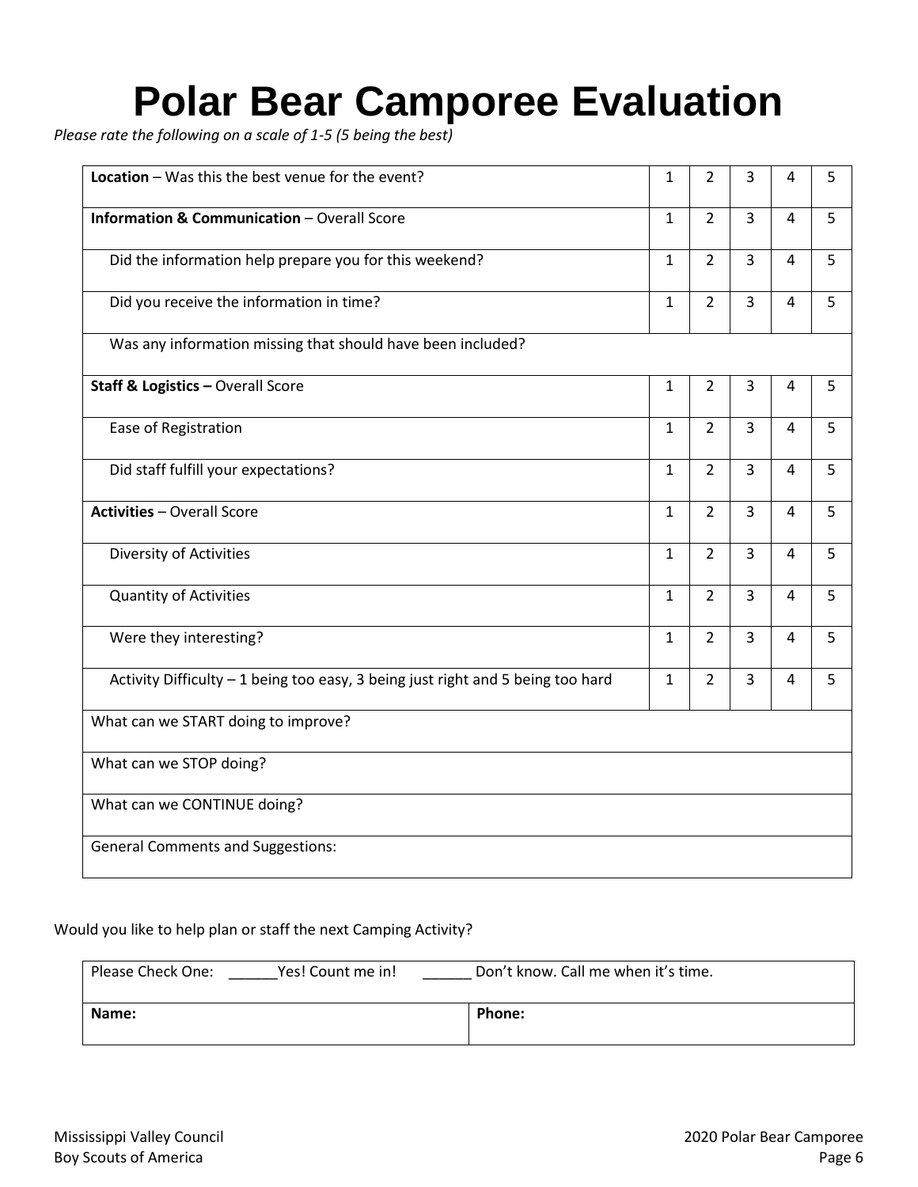# Polar Bear Camporee Evaluation

*Please rate the following on a scale of 1-5 (5 being the best)*

| | | | | | |
|---|---|---|---|---|---|
| **Location** – Was this the best venue for the event? | 1 | 2 | 3 | 4 | 5 |
| **Information & Communication** – Overall Score | 1 | 2 | 3 | 4 | 5 |
| Did the information help prepare you for this weekend? | 1 | 2 | 3 | 4 | 5 |
| Did you receive the information in time? | 1 | 2 | 3 | 4 | 5 |
| Was any information missing that should have been included? | | | | | |
| **Staff & Logistics –** Overall Score | 1 | 2 | 3 | 4 | 5 |
| Ease of Registration | 1 | 2 | 3 | 4 | 5 |
| Did staff fulfill your expectations? | 1 | 2 | 3 | 4 | 5 |
| **Activities** – Overall Score | 1 | 2 | 3 | 4 | 5 |
| Diversity of Activities | 1 | 2 | 3 | 4 | 5 |
| Quantity of Activities | 1 | 2 | 3 | 4 | 5 |
| Were they interesting? | 1 | 2 | 3 | 4 | 5 |
| Activity Difficulty – 1 being too easy, 3 being just right and 5 being too hard | 1 | 2 | 3 | 4 | 5 |
| What can we START doing to improve? | | | | | |
| What can we STOP doing? | | | | | |
| What can we CONTINUE doing? | | | | | |
| General Comments and Suggestions: | | | | | |

Would you like to help plan or staff the next Camping Activity?

| | |
|---|---|
| Please Check One: ______Yes! Count me in! ______ Don't know. Call me when it's time. | |
| **Name:** | **Phone:** |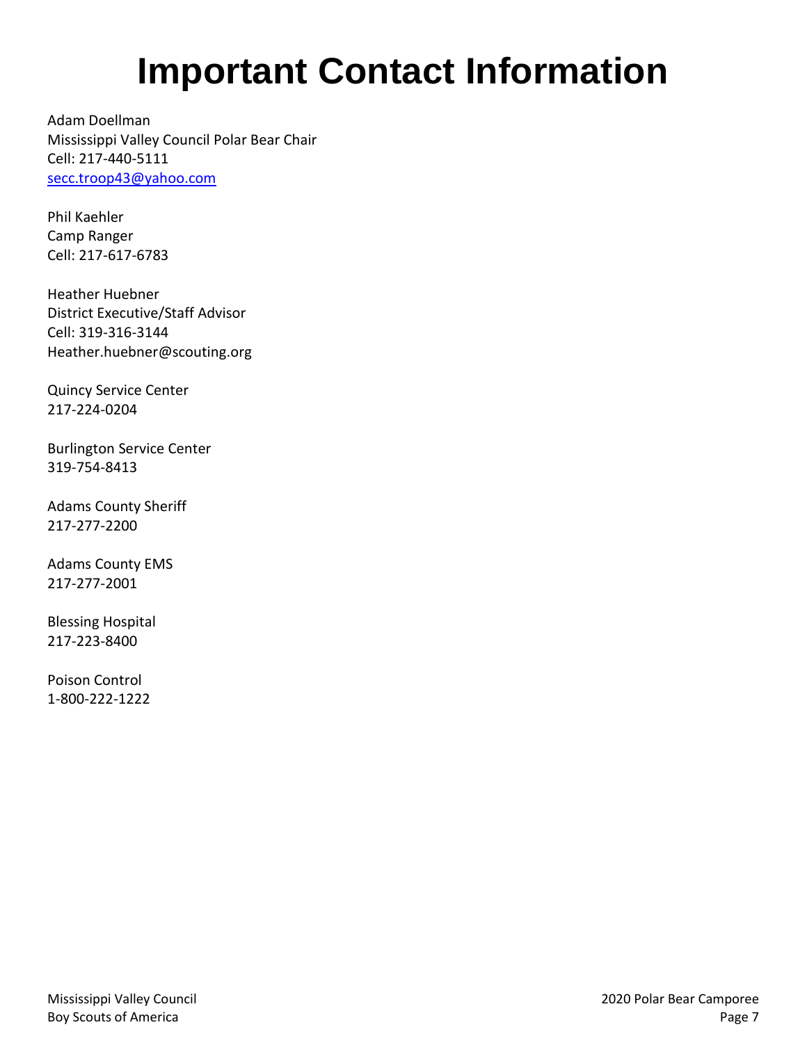# Important Contact Information

Adam Doellman
Mississippi Valley Council Polar Bear Chair
Cell: 217-440-5111
secc.troop43@yahoo.com

Phil Kaehler
Camp Ranger
Cell: 217-617-6783

Heather Huebner
District Executive/Staff Advisor
Cell: 319-316-3144
Heather.huebner@scouting.org

Quincy Service Center
217-224-0204

Burlington Service Center
319-754-8413

Adams County Sheriff
217-277-2200

Adams County EMS
217-277-2001

Blessing Hospital
217-223-8400

Poison Control
1-800-222-1222